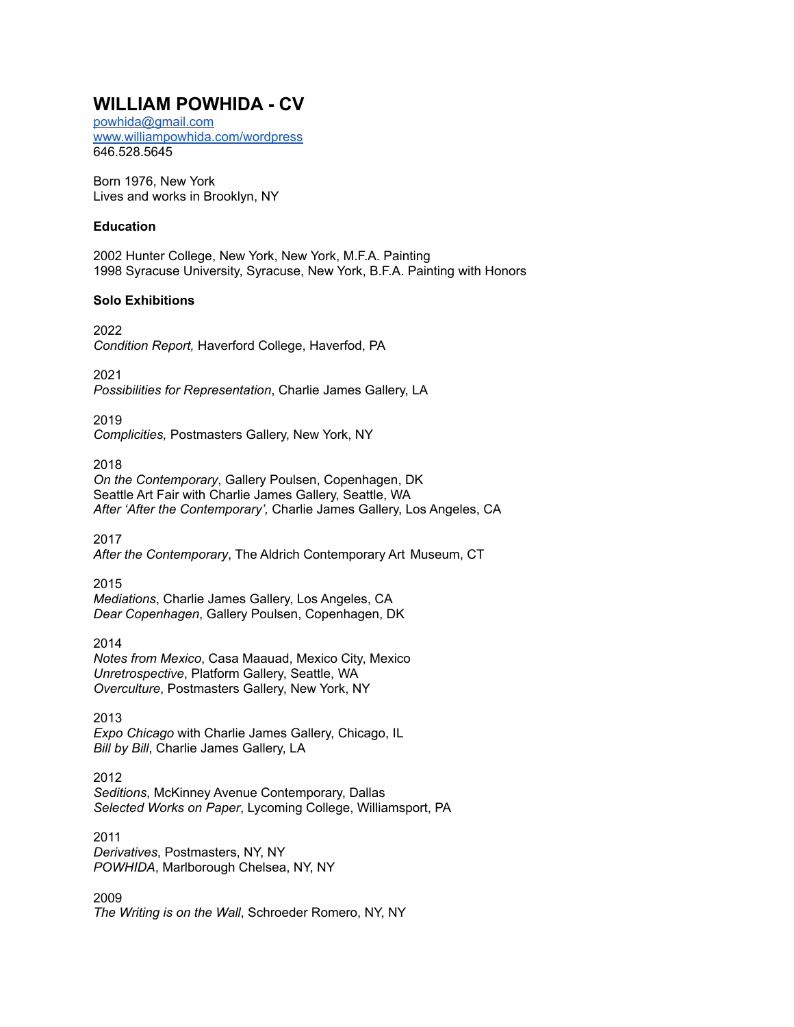# WILLIAM POWHIDA - CV

[powhida@gmail.com](mailto:powhida@gmail.com)
[www.williampowhida.com/wordpress](http://www.williampowhida.com/wordpress)
646.528.5645

Born 1976, New York
Lives and works in Brooklyn, NY

### Education

2002 Hunter College, New York, New York, M.F.A. Painting
1998 Syracuse University, Syracuse, New York, B.F.A. Painting with Honors

### Solo Exhibitions

2022
*Condition Report,* Haverford College, Haverfod, PA

2021
*Possibilities for Representation*, Charlie James Gallery, LA

2019
*Complicities,* Postmasters Gallery, New York, NY

2018
*On the Contemporary*, Gallery Poulsen, Copenhagen, DK
Seattle Art Fair with Charlie James Gallery, Seattle, WA
*After 'After the Contemporary',* Charlie James Gallery, Los Angeles, CA

2017
*After the Contemporary*, The Aldrich Contemporary Art Museum, CT

2015
*Mediations*, Charlie James Gallery, Los Angeles, CA
*Dear Copenhagen*, Gallery Poulsen, Copenhagen, DK

2014
*Notes from Mexico*, Casa Maauad, Mexico City, Mexico
*Unretrospective*, Platform Gallery, Seattle, WA
*Overculture*, Postmasters Gallery, New York, NY

2013
*Expo Chicago* with Charlie James Gallery, Chicago, IL
*Bill by Bill*, Charlie James Gallery, LA

2012
*Seditions*, McKinney Avenue Contemporary, Dallas
*Selected Works on Paper*, Lycoming College, Williamsport, PA

2011
*Derivatives*, Postmasters, NY, NY
*POWHIDA*, Marlborough Chelsea, NY, NY

2009
*The Writing is on the Wall*, Schroeder Romero, NY, NY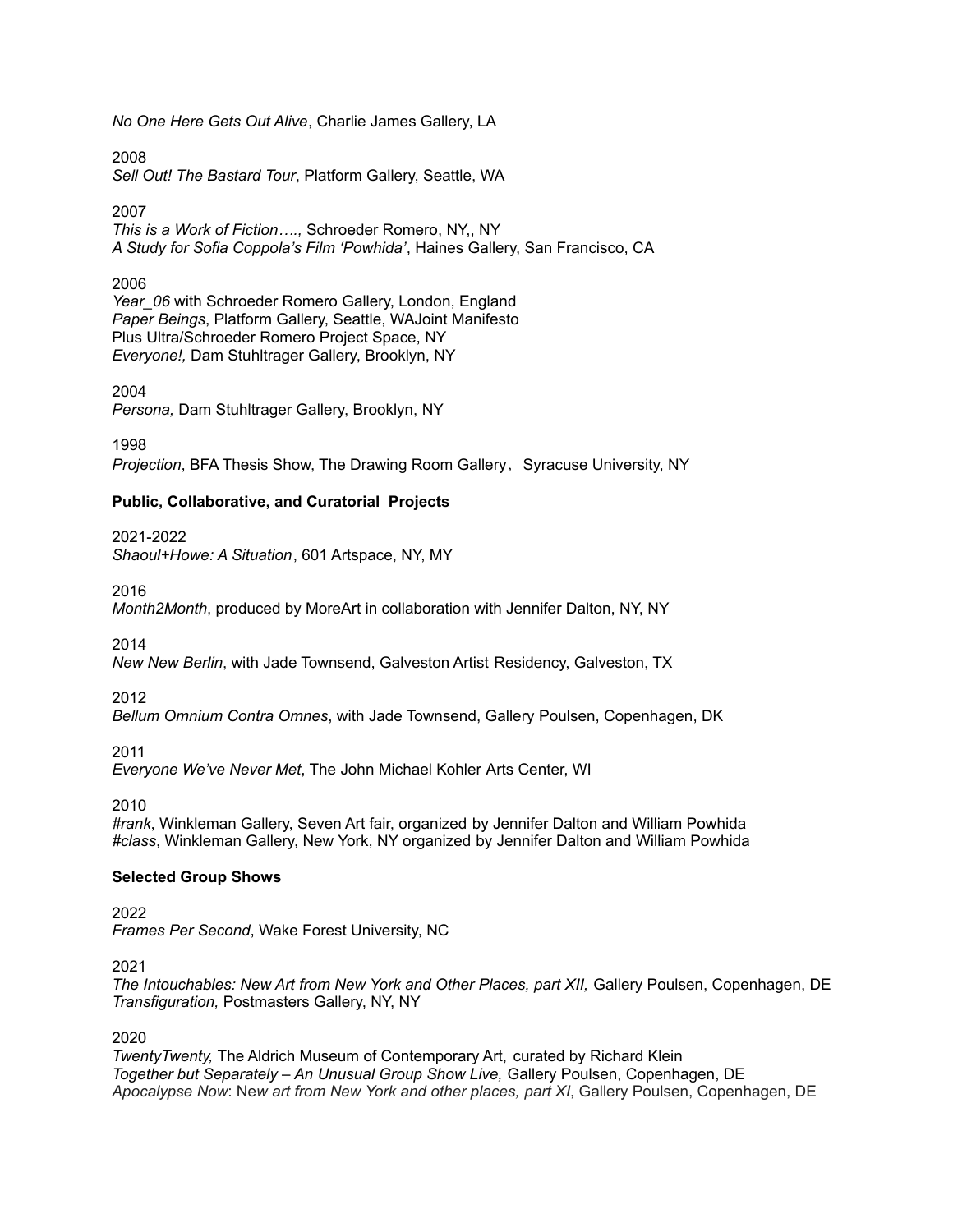*No One Here Gets Out Alive*, Charlie James Gallery, LA

2008
*Sell Out! The Bastard Tour*, Platform Gallery, Seattle, WA

2007
*This is a Work of Fiction….,* Schroeder Romero, NY,, NY
*A Study for Sofia Coppola's Film 'Powhida'*, Haines Gallery, San Francisco, CA

2006
*Year_06* with Schroeder Romero Gallery, London, England
*Paper Beings*, Platform Gallery, Seattle, WAJoint Manifesto
Plus Ultra/Schroeder Romero Project Space, NY
*Everyone!,* Dam Stuhltrager Gallery, Brooklyn, NY

2004
*Persona,* Dam Stuhltrager Gallery, Brooklyn, NY

1998
*Projection*, BFA Thesis Show, The Drawing Room Gallery, Syracuse University, NY

**Public, Collaborative, and Curatorial Projects**

2021-2022
*Shaoul+Howe: A Situation*, 601 Artspace, NY, MY

2016
*Month2Month*, produced by MoreArt in collaboration with Jennifer Dalton, NY, NY

2014
*New New Berlin*, with Jade Townsend, Galveston Artist Residency, Galveston, TX

2012
*Bellum Omnium Contra Omnes*, with Jade Townsend, Gallery Poulsen, Copenhagen, DK

2011
*Everyone We've Never Met*, The John Michael Kohler Arts Center, WI

2010
*#rank*, Winkleman Gallery, Seven Art fair, organized by Jennifer Dalton and William Powhida
*#class*, Winkleman Gallery, New York, NY organized by Jennifer Dalton and William Powhida

**Selected Group Shows**

2022
*Frames Per Second*, Wake Forest University, NC

2021
*The Intouchables: New Art from New York and Other Places, part XII,* Gallery Poulsen, Copenhagen, DE
*Transfiguration,* Postmasters Gallery, NY, NY

2020
*TwentyTwenty,* The Aldrich Museum of Contemporary Art, curated by Richard Klein
*Together but Separately – An Unusual Group Show Live,* Gallery Poulsen, Copenhagen, DE
*Apocalypse Now*: N*ew art from New York and other places, part XI*, Gallery Poulsen, Copenhagen, DE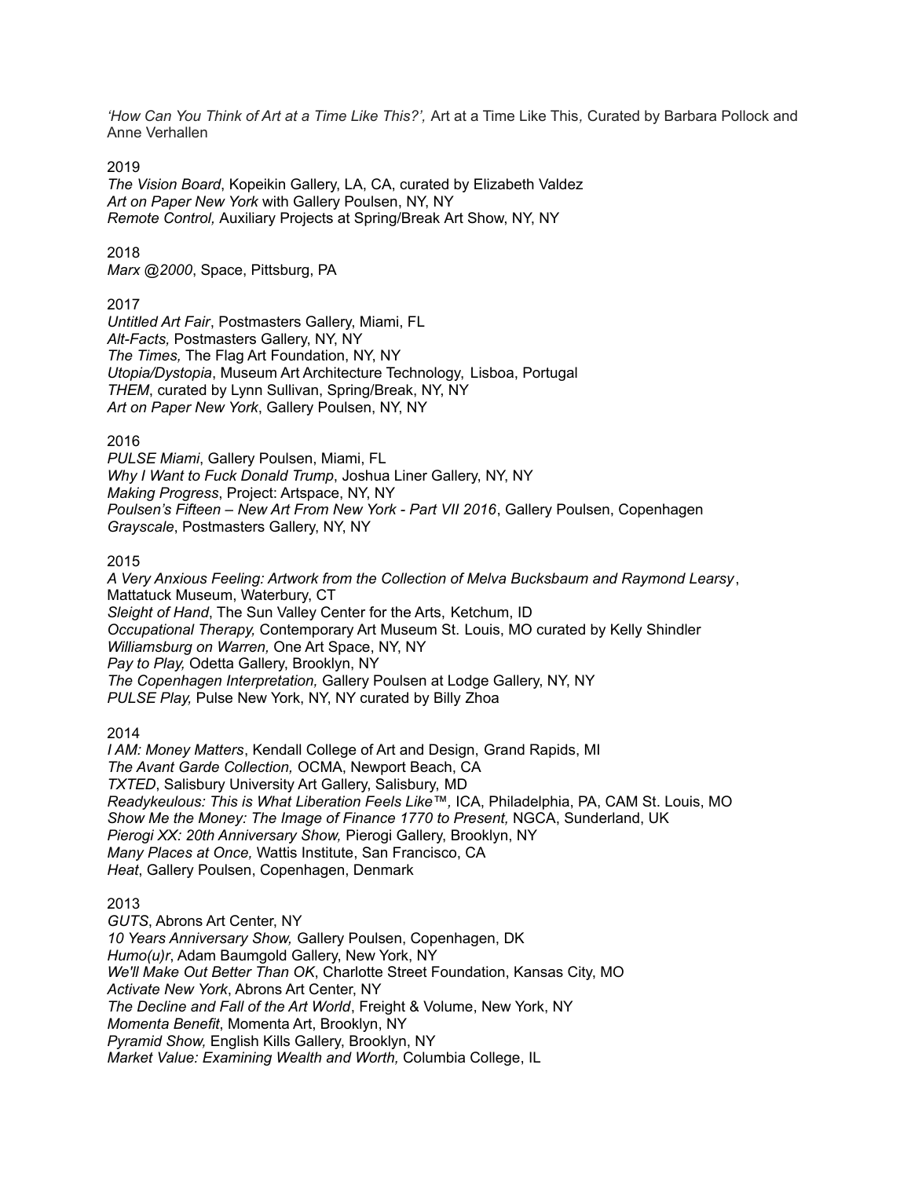*'How Can You Think of Art at a Time Like This?',* Art at a Time Like This, Curated by Barbara Pollock and Anne Verhallen

2019

*The Vision Board*, Kopeikin Gallery, LA, CA, curated by Elizabeth Valdez
*Art on Paper New York* with Gallery Poulsen, NY, NY
*Remote Control,* Auxiliary Projects at Spring/Break Art Show, NY, NY

2018

*Marx @2000*, Space, Pittsburg, PA

2017

*Untitled Art Fair*, Postmasters Gallery, Miami, FL
*Alt-Facts,* Postmasters Gallery, NY, NY
*The Times,* The Flag Art Foundation, NY, NY
*Utopia/Dystopia*, Museum Art Architecture Technology, Lisboa, Portugal
*THEM*, curated by Lynn Sullivan, Spring/Break, NY, NY
*Art on Paper New York*, Gallery Poulsen, NY, NY

2016

*PULSE Miami*, Gallery Poulsen, Miami, FL
*Why I Want to Fuck Donald Trump*, Joshua Liner Gallery, NY, NY
*Making Progress*, Project: Artspace, NY, NY
*Poulsen's Fifteen – New Art From New York - Part VII 2016*, Gallery Poulsen, Copenhagen
*Grayscale*, Postmasters Gallery, NY, NY

2015

*A Very Anxious Feeling: Artwork from the Collection of Melva Bucksbaum and Raymond Learsy*, Mattatuck Museum, Waterbury, CT
*Sleight of Hand*, The Sun Valley Center for the Arts, Ketchum, ID
*Occupational Therapy,* Contemporary Art Museum St. Louis, MO curated by Kelly Shindler
*Williamsburg on Warren,* One Art Space, NY, NY
*Pay to Play,* Odetta Gallery, Brooklyn, NY
*The Copenhagen Interpretation,* Gallery Poulsen at Lodge Gallery, NY, NY
*PULSE Play,* Pulse New York, NY, NY curated by Billy Zhoa

2014

*I AM: Money Matters*, Kendall College of Art and Design, Grand Rapids, MI
*The Avant Garde Collection,* OCMA, Newport Beach, CA
*TXTED*, Salisbury University Art Gallery, Salisbury, MD
*Readykeulous: This is What Liberation Feels Like™,* ICA, Philadelphia, PA, CAM St. Louis, MO
*Show Me the Money: The Image of Finance 1770 to Present,* NGCA, Sunderland, UK
*Pierogi XX: 20th Anniversary Show,* Pierogi Gallery, Brooklyn, NY
*Many Places at Once,* Wattis Institute, San Francisco, CA
*Heat*, Gallery Poulsen, Copenhagen, Denmark

2013

*GUTS*, Abrons Art Center, NY
*10 Years Anniversary Show,* Gallery Poulsen, Copenhagen, DK
*Humo(u)r*, Adam Baumgold Gallery, New York, NY
*We'll Make Out Better Than OK*, Charlotte Street Foundation, Kansas City, MO
*Activate New York*, Abrons Art Center, NY
*The Decline and Fall of the Art World*, Freight & Volume, New York, NY
*Momenta Benefit*, Momenta Art, Brooklyn, NY
*Pyramid Show,* English Kills Gallery, Brooklyn, NY
*Market Value: Examining Wealth and Worth,* Columbia College, IL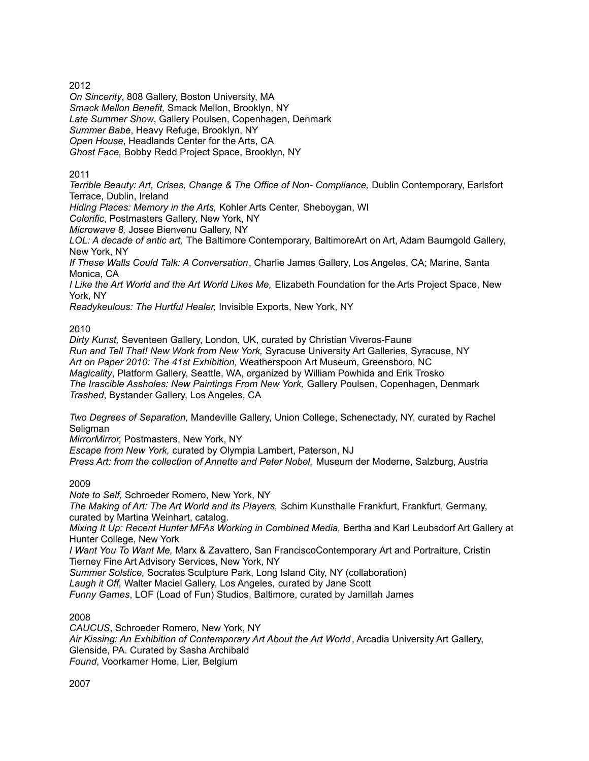2012

*On Sincerity*, 808 Gallery, Boston University, MA
*Smack Mellon Benefit,* Smack Mellon, Brooklyn, NY
*Late Summer Show*, Gallery Poulsen, Copenhagen, Denmark
*Summer Babe*, Heavy Refuge, Brooklyn, NY
*Open House*, Headlands Center for the Arts, CA
*Ghost Face,* Bobby Redd Project Space, Brooklyn, NY

2011

*Terrible Beauty: Art, Crises, Change & The Office of Non- Compliance,* Dublin Contemporary, Earlsfort Terrace, Dublin, Ireland
*Hiding Places: Memory in the Arts,* Kohler Arts Center, Sheboygan, WI
*Colorific*, Postmasters Gallery, New York, NY
*Microwave 8,* Josee Bienvenu Gallery, NY
*LOL: A decade of antic art,* The Baltimore Contemporary, BaltimoreArt on Art, Adam Baumgold Gallery, New York, NY
*If These Walls Could Talk: A Conversation*, Charlie James Gallery, Los Angeles, CA; Marine, Santa Monica, CA
*I Like the Art World and the Art World Likes Me,* Elizabeth Foundation for the Arts Project Space, New York, NY
*Readykeulous: The Hurtful Healer,* Invisible Exports, New York, NY

2010

*Dirty Kunst,* Seventeen Gallery, London, UK, curated by Christian Viveros-Faune
*Run and Tell That! New Work from New York,* Syracuse University Art Galleries, Syracuse, NY
*Art on Paper 2010: The 41st Exhibition,* Weatherspoon Art Museum, Greensboro, NC
*Magicality*, Platform Gallery, Seattle, WA, organized by William Powhida and Erik Trosko
*The Irascible Assholes: New Paintings From New York,* Gallery Poulsen, Copenhagen, Denmark
*Trashed*, Bystander Gallery, Los Angeles, CA

*Two Degrees of Separation,* Mandeville Gallery, Union College, Schenectady, NY, curated by Rachel Seligman
*MirrorMirror,* Postmasters, New York, NY
*Escape from New York,* curated by Olympia Lambert, Paterson, NJ
*Press Art: from the collection of Annette and Peter Nobel,* Museum der Moderne, Salzburg, Austria

2009

*Note to Self,* Schroeder Romero, New York, NY
*The Making of Art: The Art World and its Players,* Schirn Kunsthalle Frankfurt, Frankfurt, Germany, curated by Martina Weinhart, catalog.
*Mixing It Up: Recent Hunter MFAs Working in Combined Media,* Bertha and Karl Leubsdorf Art Gallery at Hunter College, New York
*I Want You To Want Me,* Marx & Zavattero, San FranciscoContemporary Art and Portraiture, Cristin Tierney Fine Art Advisory Services, New York, NY
*Summer Solstice,* Socrates Sculpture Park, Long Island City, NY (collaboration)
*Laugh it Off,* Walter Maciel Gallery, Los Angeles, curated by Jane Scott
*Funny Games*, LOF (Load of Fun) Studios, Baltimore, curated by Jamillah James

2008

*CAUCUS*, Schroeder Romero, New York, NY
*Air Kissing: An Exhibition of Contemporary Art About the Art World*, Arcadia University Art Gallery, Glenside, PA. Curated by Sasha Archibald
*Found*, Voorkamer Home, Lier, Belgium

2007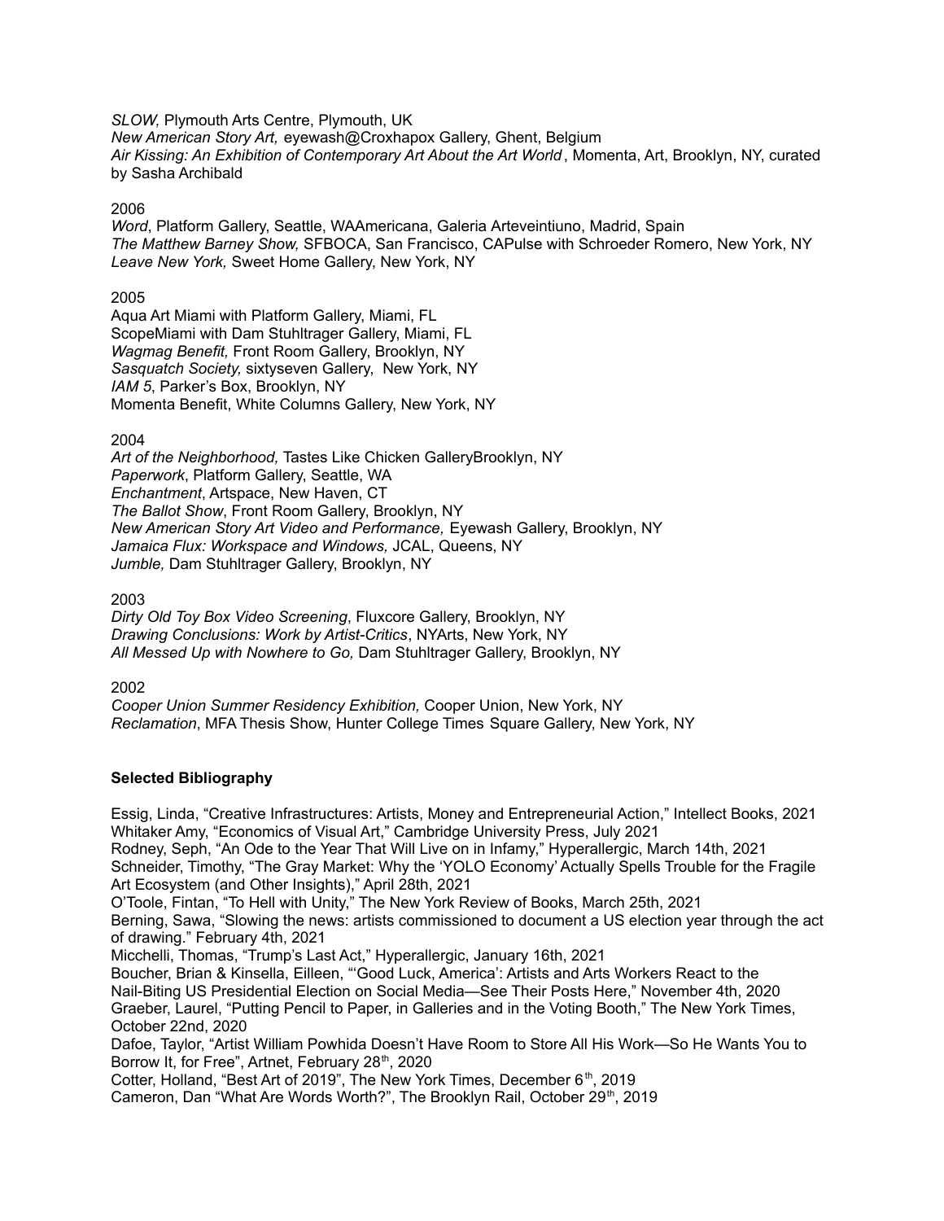*SLOW,* Plymouth Arts Centre, Plymouth, UK
*New American Story Art,* eyewash@Croxhapox Gallery, Ghent, Belgium
*Air Kissing: An Exhibition of Contemporary Art About the Art World*, Momenta, Art, Brooklyn, NY, curated by Sasha Archibald

2006
*Word*, Platform Gallery, Seattle, WAAmericana, Galeria Arteveintiuno, Madrid, Spain
*The Matthew Barney Show,* SFBOCA, San Francisco, CAPulse with Schroeder Romero, New York, NY
*Leave New York,* Sweet Home Gallery, New York, NY

2005
Aqua Art Miami with Platform Gallery, Miami, FL
ScopeMiami with Dam Stuhltrager Gallery, Miami, FL
*Wagmag Benefit,* Front Room Gallery, Brooklyn, NY
*Sasquatch Society,* sixtyseven Gallery, New York, NY
*IAM 5*, Parker's Box, Brooklyn, NY
Momenta Benefit, White Columns Gallery, New York, NY

2004
*Art of the Neighborhood,* Tastes Like Chicken GalleryBrooklyn, NY
*Paperwork*, Platform Gallery, Seattle, WA
*Enchantment*, Artspace, New Haven, CT
*The Ballot Show*, Front Room Gallery, Brooklyn, NY
*New American Story Art Video and Performance,* Eyewash Gallery, Brooklyn, NY
*Jamaica Flux: Workspace and Windows,* JCAL, Queens, NY
*Jumble,* Dam Stuhltrager Gallery, Brooklyn, NY

2003
*Dirty Old Toy Box Video Screening*, Fluxcore Gallery, Brooklyn, NY
*Drawing Conclusions: Work by Artist-Critics*, NYArts, New York, NY
*All Messed Up with Nowhere to Go,* Dam Stuhltrager Gallery, Brooklyn, NY

2002
*Cooper Union Summer Residency Exhibition,* Cooper Union, New York, NY
*Reclamation*, MFA Thesis Show, Hunter College Times Square Gallery, New York, NY

**Selected Bibliography**

Essig, Linda, "Creative Infrastructures: Artists, Money and Entrepreneurial Action," Intellect Books, 2021
Whitaker Amy, "Economics of Visual Art," Cambridge University Press, July 2021
Rodney, Seph, "An Ode to the Year That Will Live on in Infamy," Hyperallergic, March 14th, 2021
Schneider, Timothy, "The Gray Market: Why the 'YOLO Economy' Actually Spells Trouble for the Fragile Art Ecosystem (and Other Insights)," April 28th, 2021
O'Toole, Fintan, "To Hell with Unity," The New York Review of Books, March 25th, 2021
Berning, Sawa, "Slowing the news: artists commissioned to document a US election year through the act of drawing." February 4th, 2021
Micchelli, Thomas, "Trump's Last Act," Hyperallergic, January 16th, 2021
Boucher, Brian & Kinsella, Eilleen, "'Good Luck, America': Artists and Arts Workers React to the Nail-Biting US Presidential Election on Social Media—See Their Posts Here," November 4th, 2020
Graeber, Laurel, "Putting Pencil to Paper, in Galleries and in the Voting Booth," The New York Times, October 22nd, 2020
Dafoe, Taylor, "Artist William Powhida Doesn't Have Room to Store All His Work—So He Wants You to Borrow It, for Free", Artnet, February 28th, 2020
Cotter, Holland, "Best Art of 2019", The New York Times, December 6th, 2019
Cameron, Dan "What Are Words Worth?", The Brooklyn Rail, October 29th, 2019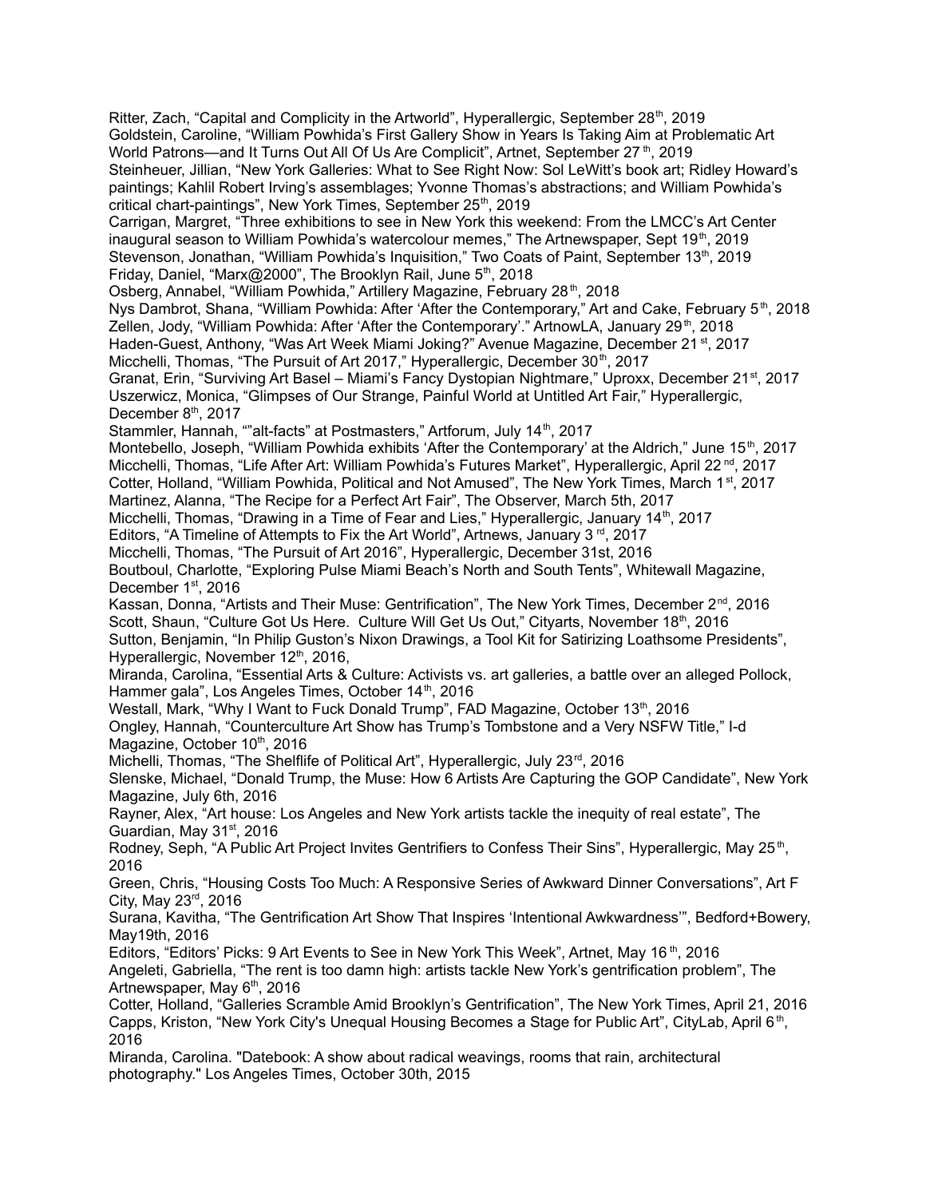Ritter, Zach, "Capital and Complicity in the Artworld", Hyperallergic, September 28th, 2019

Goldstein, Caroline, "William Powhida's First Gallery Show in Years Is Taking Aim at Problematic Art World Patrons—and It Turns Out All Of Us Are Complicit", Artnet, September 27th, 2019

Steinheuer, Jillian, "New York Galleries: What to See Right Now: Sol LeWitt's book art; Ridley Howard's paintings; Kahlil Robert Irving's assemblages; Yvonne Thomas's abstractions; and William Powhida's critical chart-paintings", New York Times, September 25th, 2019

Carrigan, Margret, "Three exhibitions to see in New York this weekend: From the LMCC's Art Center inaugural season to William Powhida's watercolour memes," The Artnewspaper, Sept 19th, 2019

Stevenson, Jonathan, "William Powhida's Inquisition," Two Coats of Paint, September 13th, 2019

Friday, Daniel, "Marx@2000", The Brooklyn Rail, June 5th, 2018

Osberg, Annabel, "William Powhida," Artillery Magazine, February 28th, 2018

Nys Dambrot, Shana, "William Powhida: After 'After the Contemporary," Art and Cake, February 5th, 2018

Zellen, Jody, "William Powhida: After 'After the Contemporary'." ArtnowLA, January 29th, 2018

Haden-Guest, Anthony, "Was Art Week Miami Joking?" Avenue Magazine, December 21st, 2017

Micchelli, Thomas, "The Pursuit of Art 2017," Hyperallergic, December 30th, 2017

Granat, Erin, "Surviving Art Basel – Miami's Fancy Dystopian Nightmare," Uproxx, December 21st, 2017

Uszerwicz, Monica, "Glimpses of Our Strange, Painful World at Untitled Art Fair," Hyperallergic, December 8th, 2017

Stammler, Hannah, ""alt-facts" at Postmasters," Artforum, July 14th, 2017

Montebello, Joseph, "William Powhida exhibits 'After the Contemporary' at the Aldrich," June 15th, 2017

Micchelli, Thomas, "Life After Art: William Powhida's Futures Market", Hyperallergic, April 22nd, 2017

Cotter, Holland, "William Powhida, Political and Not Amused", The New York Times, March 1st, 2017

Martinez, Alanna, "The Recipe for a Perfect Art Fair", The Observer, March 5th, 2017

Micchelli, Thomas, "Drawing in a Time of Fear and Lies," Hyperallergic, January 14th, 2017

Editors, "A Timeline of Attempts to Fix the Art World", Artnews, January 3rd, 2017

Micchelli, Thomas, "The Pursuit of Art 2016", Hyperallergic, December 31st, 2016

Boutboul, Charlotte, "Exploring Pulse Miami Beach's North and South Tents", Whitewall Magazine, December 1st, 2016

Kassan, Donna, "Artists and Their Muse: Gentrification", The New York Times, December 2nd, 2016

Scott, Shaun, "Culture Got Us Here.  Culture Will Get Us Out," Cityarts, November 18th, 2016

Sutton, Benjamin, "In Philip Guston's Nixon Drawings, a Tool Kit for Satirizing Loathsome Presidents", Hyperallergic, November 12th, 2016,

Miranda, Carolina, "Essential Arts & Culture: Activists vs. art galleries, a battle over an alleged Pollock, Hammer gala", Los Angeles Times, October 14th, 2016

Westall, Mark, "Why I Want to Fuck Donald Trump", FAD Magazine, October 13th, 2016

Ongley, Hannah, "Counterculture Art Show has Trump's Tombstone and a Very NSFW Title," I-d Magazine, October 10th, 2016

Michelli, Thomas, "The Shelflife of Political Art", Hyperallergic, July 23rd, 2016

Slenske, Michael, "Donald Trump, the Muse: How 6 Artists Are Capturing the GOP Candidate", New York Magazine, July 6th, 2016

Rayner, Alex, "Art house: Los Angeles and New York artists tackle the inequity of real estate", The Guardian, May 31st, 2016

Rodney, Seph, "A Public Art Project Invites Gentrifiers to Confess Their Sins", Hyperallergic, May 25th, 2016

Green, Chris, "Housing Costs Too Much: A Responsive Series of Awkward Dinner Conversations", Art F City, May 23rd, 2016

Surana, Kavitha, "The Gentrification Art Show That Inspires 'Intentional Awkwardness'", Bedford+Bowery, May19th, 2016

Editors, "Editors' Picks: 9 Art Events to See in New York This Week", Artnet, May 16th, 2016

Angeleti, Gabriella, "The rent is too damn high: artists tackle New York's gentrification problem", The Artnewspaper, May 6th, 2016

Cotter, Holland, "Galleries Scramble Amid Brooklyn's Gentrification", The New York Times, April 21, 2016

Capps, Kriston, "New York City's Unequal Housing Becomes a Stage for Public Art", CityLab, April 6th, 2016

Miranda, Carolina. "Datebook: A show about radical weavings, rooms that rain, architectural photography." Los Angeles Times, October 30th, 2015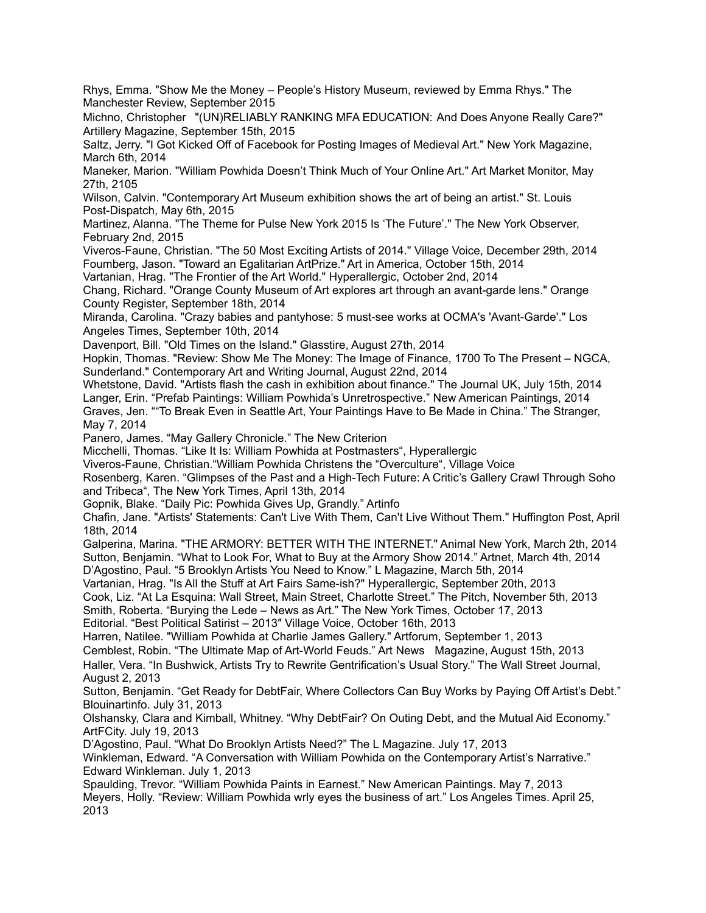Rhys, Emma. "Show Me the Money – People's History Museum, reviewed by Emma Rhys." The Manchester Review, September 2015

Michno, Christopher "(UN)RELIABLY RANKING MFA EDUCATION: And Does Anyone Really Care?" Artillery Magazine, September 15th, 2015

Saltz, Jerry. "I Got Kicked Off of Facebook for Posting Images of Medieval Art." New York Magazine, March 6th, 2014

Maneker, Marion. "William Powhida Doesn't Think Much of Your Online Art." Art Market Monitor, May 27th, 2105

Wilson, Calvin. "Contemporary Art Museum exhibition shows the art of being an artist." St. Louis Post-Dispatch, May 6th, 2015

Martinez, Alanna. "The Theme for Pulse New York 2015 Is 'The Future'." The New York Observer, February 2nd, 2015

Viveros-Faune, Christian. "The 50 Most Exciting Artists of 2014." Village Voice, December 29th, 2014

Foumberg, Jason. "Toward an Egalitarian ArtPrize." Art in America, October 15th, 2014

Vartanian, Hrag. "The Frontier of the Art World." Hyperallergic, October 2nd, 2014

Chang, Richard. "Orange County Museum of Art explores art through an avant-garde lens." Orange County Register, September 18th, 2014

Miranda, Carolina. "Crazy babies and pantyhose: 5 must-see works at OCMA's 'Avant-Garde'." Los Angeles Times, September 10th, 2014

Davenport, Bill. "Old Times on the Island." Glasstire, August 27th, 2014

Hopkin, Thomas. "Review: Show Me The Money: The Image of Finance, 1700 To The Present – NGCA, Sunderland." Contemporary Art and Writing Journal, August 22nd, 2014

Whetstone, David. "Artists flash the cash in exhibition about finance." The Journal UK, July 15th, 2014

Langer, Erin. "Prefab Paintings: William Powhida's Unretrospective." New American Paintings, 2014

Graves, Jen. ""To Break Even in Seattle Art, Your Paintings Have to Be Made in China." The Stranger, May 7, 2014

Panero, James. "May Gallery Chronicle." The New Criterion

Micchelli, Thomas. "Like It Is: William Powhida at Postmasters", Hyperallergic

Viveros-Faune, Christian."William Powhida Christens the "Overculture", Village Voice

Rosenberg, Karen. "Glimpses of the Past and a High-Tech Future: A Critic's Gallery Crawl Through Soho and Tribeca", The New York Times, April 13th, 2014

Gopnik, Blake. "Daily Pic: Powhida Gives Up, Grandly." Artinfo

Chafin, Jane. "Artists' Statements: Can't Live With Them, Can't Live Without Them." Huffington Post, April 18th, 2014

Galperina, Marina. "THE ARMORY: BETTER WITH THE INTERNET." Animal New York, March 2th, 2014

Sutton, Benjamin. "What to Look For, What to Buy at the Armory Show 2014." Artnet, March 4th, 2014

D'Agostino, Paul. "5 Brooklyn Artists You Need to Know." L Magazine, March 5th, 2014

Vartanian, Hrag. "Is All the Stuff at Art Fairs Same-ish?" Hyperallergic, September 20th, 2013

Cook, Liz. "At La Esquina: Wall Street, Main Street, Charlotte Street." The Pitch, November 5th, 2013

Smith, Roberta. "Burying the Lede – News as Art." The New York Times, October 17, 2013

Editorial. "Best Political Satirist – 2013″ Village Voice, October 16th, 2013

Harren, Natilee. "William Powhida at Charlie James Gallery." Artforum, September 1, 2013

Cemblest, Robin. "The Ultimate Map of Art-World Feuds." Art News Magazine, August 15th, 2013

Haller, Vera. "In Bushwick, Artists Try to Rewrite Gentrification's Usual Story." The Wall Street Journal, August 2, 2013

Sutton, Benjamin. "Get Ready for DebtFair, Where Collectors Can Buy Works by Paying Off Artist's Debt." Blouinartinfo. July 31, 2013

Olshansky, Clara and Kimball, Whitney. "Why DebtFair? On Outing Debt, and the Mutual Aid Economy." ArtFCity. July 19, 2013

D'Agostino, Paul. "What Do Brooklyn Artists Need?" The L Magazine. July 17, 2013

Winkleman, Edward. "A Conversation with William Powhida on the Contemporary Artist's Narrative." Edward Winkleman. July 1, 2013

Spaulding, Trevor. "William Powhida Paints in Earnest." New American Paintings. May 7, 2013

Meyers, Holly. "Review: William Powhida wrly eyes the business of art." Los Angeles Times. April 25, 2013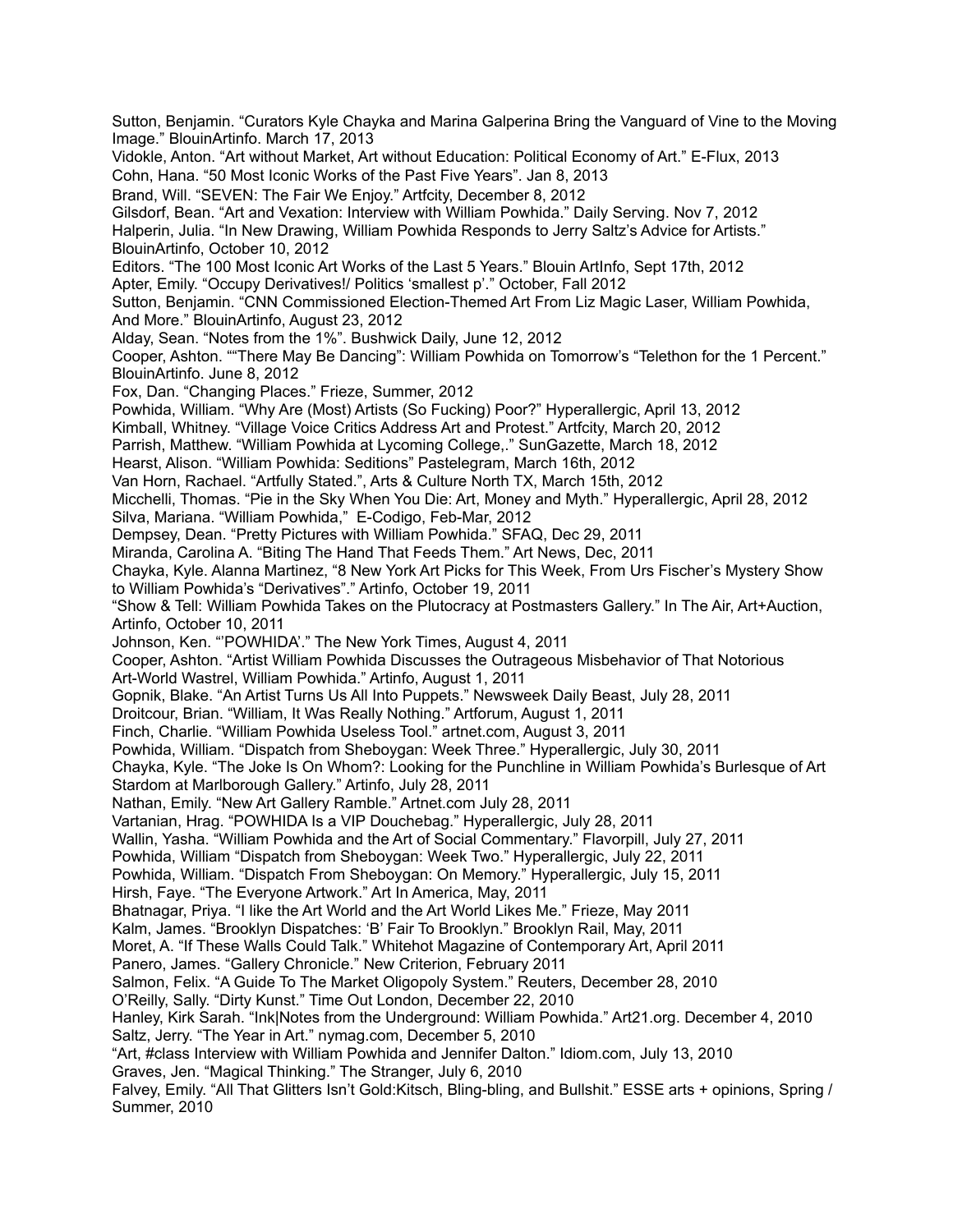Sutton, Benjamin. "Curators Kyle Chayka and Marina Galperina Bring the Vanguard of Vine to the Moving Image." BlouinArtinfo. March 17, 2013

Vidokle, Anton. "Art without Market, Art without Education: Political Economy of Art." E-Flux, 2013

Cohn, Hana. "50 Most Iconic Works of the Past Five Years". Jan 8, 2013

Brand, Will. "SEVEN: The Fair We Enjoy." Artfcity, December 8, 2012

Gilsdorf, Bean. "Art and Vexation: Interview with William Powhida." Daily Serving. Nov 7, 2012

Halperin, Julia. "In New Drawing, William Powhida Responds to Jerry Saltz's Advice for Artists." BlouinArtinfo, October 10, 2012

Editors. "The 100 Most Iconic Art Works of the Last 5 Years." Blouin ArtInfo, Sept 17th, 2012

Apter, Emily. "Occupy Derivatives!/ Politics 'smallest p'." October, Fall 2012

Sutton, Benjamin. "CNN Commissioned Election-Themed Art From Liz Magic Laser, William Powhida, And More." BlouinArtinfo, August 23, 2012

Alday, Sean. "Notes from the 1%". Bushwick Daily, June 12, 2012

Cooper, Ashton. ""There May Be Dancing": William Powhida on Tomorrow's "Telethon for the 1 Percent." BlouinArtinfo. June 8, 2012

Fox, Dan. "Changing Places." Frieze, Summer, 2012

Powhida, William. "Why Are (Most) Artists (So Fucking) Poor?" Hyperallergic, April 13, 2012

Kimball, Whitney. "Village Voice Critics Address Art and Protest." Artfcity, March 20, 2012

Parrish, Matthew. "William Powhida at Lycoming College,." SunGazette, March 18, 2012

Hearst, Alison. "William Powhida: Seditions" Pastelegram, March 16th, 2012

Van Horn, Rachael. "Artfully Stated.", Arts & Culture North TX, March 15th, 2012

Micchelli, Thomas. "Pie in the Sky When You Die: Art, Money and Myth." Hyperallergic, April 28, 2012

Silva, Mariana. "William Powhida," E-Codigo, Feb-Mar, 2012

Dempsey, Dean. "Pretty Pictures with William Powhida." SFAQ, Dec 29, 2011

Miranda, Carolina A. "Biting The Hand That Feeds Them." Art News, Dec, 2011

Chayka, Kyle. Alanna Martinez, "8 New York Art Picks for This Week, From Urs Fischer's Mystery Show to William Powhida's "Derivatives"." Artinfo, October 19, 2011

"Show & Tell: William Powhida Takes on the Plutocracy at Postmasters Gallery." In The Air, Art+Auction, Artinfo, October 10, 2011

Johnson, Ken. "'POWHIDA'." The New York Times, August 4, 2011

Cooper, Ashton. "Artist William Powhida Discusses the Outrageous Misbehavior of That Notorious Art-World Wastrel, William Powhida." Artinfo, August 1, 2011

Gopnik, Blake. "An Artist Turns Us All Into Puppets." Newsweek Daily Beast, July 28, 2011

Droitcour, Brian. "William, It Was Really Nothing." Artforum, August 1, 2011

Finch, Charlie. "William Powhida Useless Tool." artnet.com, August 3, 2011

Powhida, William. "Dispatch from Sheboygan: Week Three." Hyperallergic, July 30, 2011

Chayka, Kyle. "The Joke Is On Whom?: Looking for the Punchline in William Powhida's Burlesque of Art Stardom at Marlborough Gallery." Artinfo, July 28, 2011

Nathan, Emily. "New Art Gallery Ramble." Artnet.com July 28, 2011

Vartanian, Hrag. "POWHIDA Is a VIP Douchebag." Hyperallergic, July 28, 2011

Wallin, Yasha. "William Powhida and the Art of Social Commentary." Flavorpill, July 27, 2011

Powhida, William "Dispatch from Sheboygan: Week Two." Hyperallergic, July 22, 2011

Powhida, William. "Dispatch From Sheboygan: On Memory." Hyperallergic, July 15, 2011

Hirsh, Faye. "The Everyone Artwork." Art In America, May, 2011

Bhatnagar, Priya. "I like the Art World and the Art World Likes Me." Frieze, May 2011

Kalm, James. "Brooklyn Dispatches: 'B' Fair To Brooklyn." Brooklyn Rail, May, 2011

Moret, A. "If These Walls Could Talk." Whitehot Magazine of Contemporary Art, April 2011

Panero, James. "Gallery Chronicle." New Criterion, February 2011

Salmon, Felix. "A Guide To The Market Oligopoly System." Reuters, December 28, 2010

O'Reilly, Sally. "Dirty Kunst." Time Out London, December 22, 2010

Hanley, Kirk Sarah. "Ink|Notes from the Underground: William Powhida." Art21.org. December 4, 2010

Saltz, Jerry. "The Year in Art." nymag.com, December 5, 2010

"Art, #class Interview with William Powhida and Jennifer Dalton." Idiom.com, July 13, 2010

Graves, Jen. "Magical Thinking." The Stranger, July 6, 2010

Falvey, Emily. "All That Glitters Isn't Gold:Kitsch, Bling-bling, and Bullshit." ESSE arts + opinions, Spring / Summer, 2010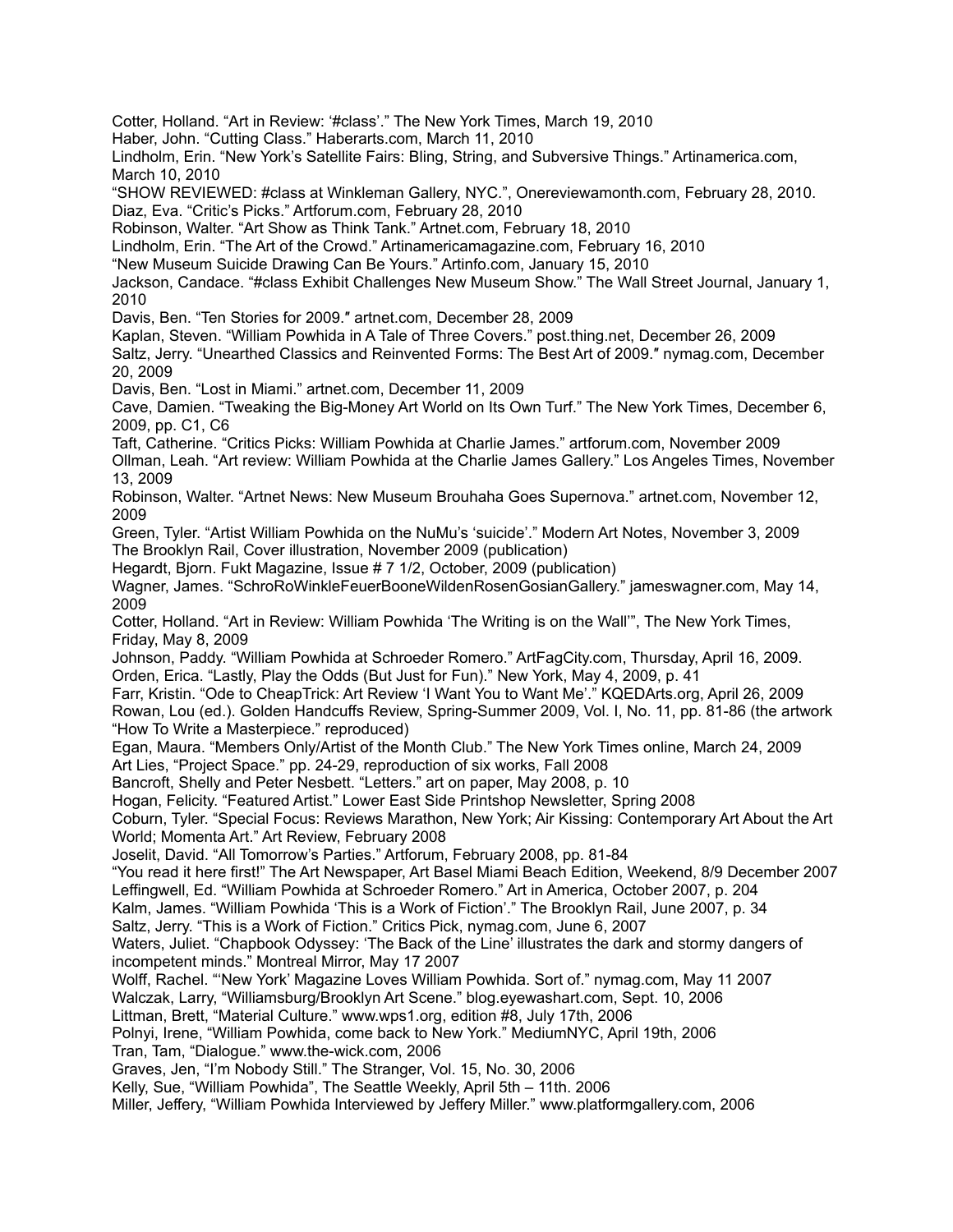Cotter, Holland. “Art in Review: ‘#class’.” The New York Times, March 19, 2010

Haber, John. “Cutting Class.” Haberarts.com, March 11, 2010

Lindholm, Erin. “New York’s Satellite Fairs: Bling, String, and Subversive Things.” Artinamerica.com, March 10, 2010

“SHOW REVIEWED: #class at Winkleman Gallery, NYC.”, Onereviewamonth.com, February 28, 2010.

Diaz, Eva. “Critic’s Picks.” Artforum.com, February 28, 2010

Robinson, Walter. “Art Show as Think Tank.” Artnet.com, February 18, 2010

Lindholm, Erin. “The Art of the Crowd.” Artinamericamagazine.com, February 16, 2010

“New Museum Suicide Drawing Can Be Yours.” Artinfo.com, January 15, 2010

Jackson, Candace. “#class Exhibit Challenges New Museum Show.” The Wall Street Journal, January 1, 2010

Davis, Ben. “Ten Stories for 2009.″ artnet.com, December 28, 2009

Kaplan, Steven. “William Powhida in A Tale of Three Covers.” post.thing.net, December 26, 2009

Saltz, Jerry. “Unearthed Classics and Reinvented Forms: The Best Art of 2009.″ nymag.com, December 20, 2009

Davis, Ben. “Lost in Miami.” artnet.com, December 11, 2009

Cave, Damien. “Tweaking the Big-Money Art World on Its Own Turf.” The New York Times, December 6, 2009, pp. C1, C6

Taft, Catherine. “Critics Picks: William Powhida at Charlie James.” artforum.com, November 2009

Ollman, Leah. “Art review: William Powhida at the Charlie James Gallery.” Los Angeles Times, November 13, 2009

Robinson, Walter. “Artnet News: New Museum Brouhaha Goes Supernova.” artnet.com, November 12, 2009

Green, Tyler. “Artist William Powhida on the NuMu’s ‘suicide’.” Modern Art Notes, November 3, 2009

The Brooklyn Rail, Cover illustration, November 2009 (publication)

Hegardt, Bjorn. Fukt Magazine, Issue # 7 1/2, October, 2009 (publication)

Wagner, James. “SchroRoWinkleFeuerBooneWildenRosenGosianGallery.” jameswagner.com, May 14, 2009

Cotter, Holland. “Art in Review: William Powhida ‘The Writing is on the Wall’”, The New York Times, Friday, May 8, 2009

Johnson, Paddy. “William Powhida at Schroeder Romero.” ArtFagCity.com, Thursday, April 16, 2009.

Orden, Erica. “Lastly, Play the Odds (But Just for Fun).” New York, May 4, 2009, p. 41

Farr, Kristin. “Ode to CheapTrick: Art Review ‘I Want You to Want Me’.” KQEDArts.org, April 26, 2009

Rowan, Lou (ed.). Golden Handcuffs Review, Spring-Summer 2009, Vol. I, No. 11, pp. 81-86 (the artwork “How To Write a Masterpiece.” reproduced)

Egan, Maura. “Members Only/Artist of the Month Club.” The New York Times online, March 24, 2009

Art Lies, “Project Space.” pp. 24-29, reproduction of six works, Fall 2008

Bancroft, Shelly and Peter Nesbett. “Letters.” art on paper, May 2008, p. 10

Hogan, Felicity. “Featured Artist.” Lower East Side Printshop Newsletter, Spring 2008

Coburn, Tyler. “Special Focus: Reviews Marathon, New York; Air Kissing: Contemporary Art About the Art World; Momenta Art.” Art Review, February 2008

Joselit, David. “All Tomorrow’s Parties.” Artforum, February 2008, pp. 81-84

“You read it here first!” The Art Newspaper, Art Basel Miami Beach Edition, Weekend, 8/9 December 2007

Leffingwell, Ed. “William Powhida at Schroeder Romero.” Art in America, October 2007, p. 204

Kalm, James. “William Powhida ‘This is a Work of Fiction’.” The Brooklyn Rail, June 2007, p. 34

Saltz, Jerry. “This is a Work of Fiction.” Critics Pick, nymag.com, June 6, 2007

Waters, Juliet. “Chapbook Odyssey: ‘The Back of the Line’ illustrates the dark and stormy dangers of incompetent minds.” Montreal Mirror, May 17 2007

Wolff, Rachel. “‘New York’ Magazine Loves William Powhida. Sort of.” nymag.com, May 11 2007

Walczak, Larry, “Williamsburg/Brooklyn Art Scene.” blog.eyewashart.com, Sept. 10, 2006

Littman, Brett, “Material Culture.” www.wps1.org, edition #8, July 17th, 2006

Polnyi, Irene, “William Powhida, come back to New York.” MediumNYC, April 19th, 2006

Tran, Tam, “Dialogue.” www.the-wick.com, 2006

Graves, Jen, “I’m Nobody Still.” The Stranger, Vol. 15, No. 30, 2006

Kelly, Sue, “William Powhida”, The Seattle Weekly, April 5th – 11th. 2006

Miller, Jeffery, “William Powhida Interviewed by Jeffery Miller.” www.platformgallery.com, 2006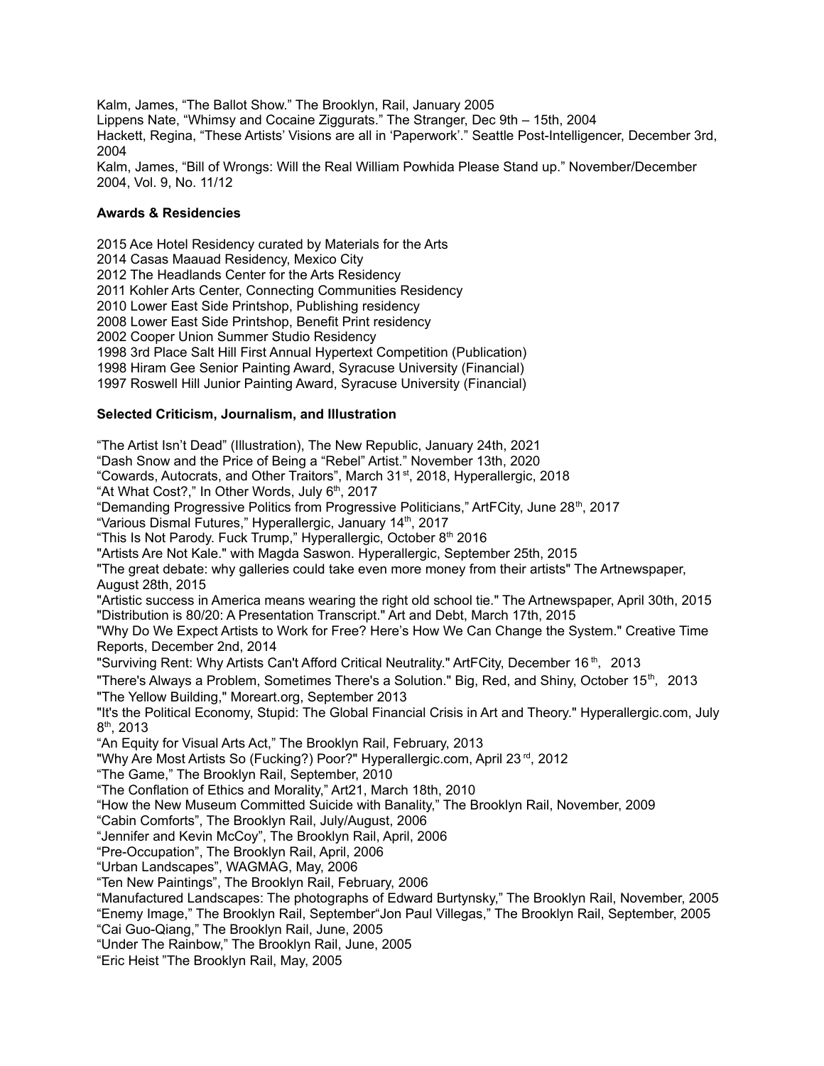Kalm, James, “The Ballot Show.” The Brooklyn, Rail, January 2005
Lippens Nate, “Whimsy and Cocaine Ziggurats.” The Stranger, Dec 9th – 15th, 2004
Hackett, Regina, “These Artists’ Visions are all in ‘Paperwork’.” Seattle Post-Intelligencer, December 3rd, 2004
Kalm, James, “Bill of Wrongs: Will the Real William Powhida Please Stand up.” November/December 2004, Vol. 9, No. 11/12

**Awards & Residencies**

2015 Ace Hotel Residency curated by Materials for the Arts
2014 Casas Maauad Residency, Mexico City
2012 The Headlands Center for the Arts Residency
2011 Kohler Arts Center, Connecting Communities Residency
2010 Lower East Side Printshop, Publishing residency
2008 Lower East Side Printshop, Benefit Print residency
2002 Cooper Union Summer Studio Residency
1998 3rd Place Salt Hill First Annual Hypertext Competition (Publication)
1998 Hiram Gee Senior Painting Award, Syracuse University (Financial)
1997 Roswell Hill Junior Painting Award, Syracuse University (Financial)

**Selected Criticism, Journalism, and Illustration**

“The Artist Isn’t Dead” (Illustration), The New Republic, January 24th, 2021
“Dash Snow and the Price of Being a “Rebel” Artist.” November 13th, 2020
“Cowards, Autocrats, and Other Traitors”, March 31st, 2018, Hyperallergic, 2018
“At What Cost?,” In Other Words, July 6th, 2017
“Demanding Progressive Politics from Progressive Politicians,” ArtFCity, June 28th, 2017
“Various Dismal Futures,” Hyperallergic, January 14th, 2017
“This Is Not Parody. Fuck Trump,” Hyperallergic, October 8th 2016
"Artists Are Not Kale." with Magda Saswon. Hyperallergic, September 25th, 2015
"The great debate: why galleries could take even more money from their artists" The Artnewspaper, August 28th, 2015
"Artistic success in America means wearing the right old school tie." The Artnewspaper, April 30th, 2015
"Distribution is 80/20: A Presentation Transcript." Art and Debt, March 17th, 2015
"Why Do We Expect Artists to Work for Free? Here’s How We Can Change the System." Creative Time Reports, December 2nd, 2014
"Surviving Rent: Why Artists Can't Afford Critical Neutrality." ArtFCity, December 16th, 2013
"There's Always a Problem, Sometimes There's a Solution." Big, Red, and Shiny, October 15th, 2013
"The Yellow Building," Moreart.org, September 2013
"It's the Political Economy, Stupid: The Global Financial Crisis in Art and Theory." Hyperallergic.com, July 8th, 2013
“An Equity for Visual Arts Act,” The Brooklyn Rail, February, 2013
"Why Are Most Artists So (Fucking?) Poor?" Hyperallergic.com, April 23rd, 2012
“The Game,” The Brooklyn Rail, September, 2010
“The Conflation of Ethics and Morality,” Art21, March 18th, 2010
“How the New Museum Committed Suicide with Banality,” The Brooklyn Rail, November, 2009
“Cabin Comforts”, The Brooklyn Rail, July/August, 2006
“Jennifer and Kevin McCoy”, The Brooklyn Rail, April, 2006
“Pre-Occupation”, The Brooklyn Rail, April, 2006
“Urban Landscapes”, WAGMAG, May, 2006
“Ten New Paintings”, The Brooklyn Rail, February, 2006
“Manufactured Landscapes: The photographs of Edward Burtynsky,” The Brooklyn Rail, November, 2005
“Enemy Image,” The Brooklyn Rail, September“Jon Paul Villegas,” The Brooklyn Rail, September, 2005
“Cai Guo-Qiang,” The Brooklyn Rail, June, 2005
“Under The Rainbow,” The Brooklyn Rail, June, 2005
“Eric Heist ”The Brooklyn Rail, May, 2005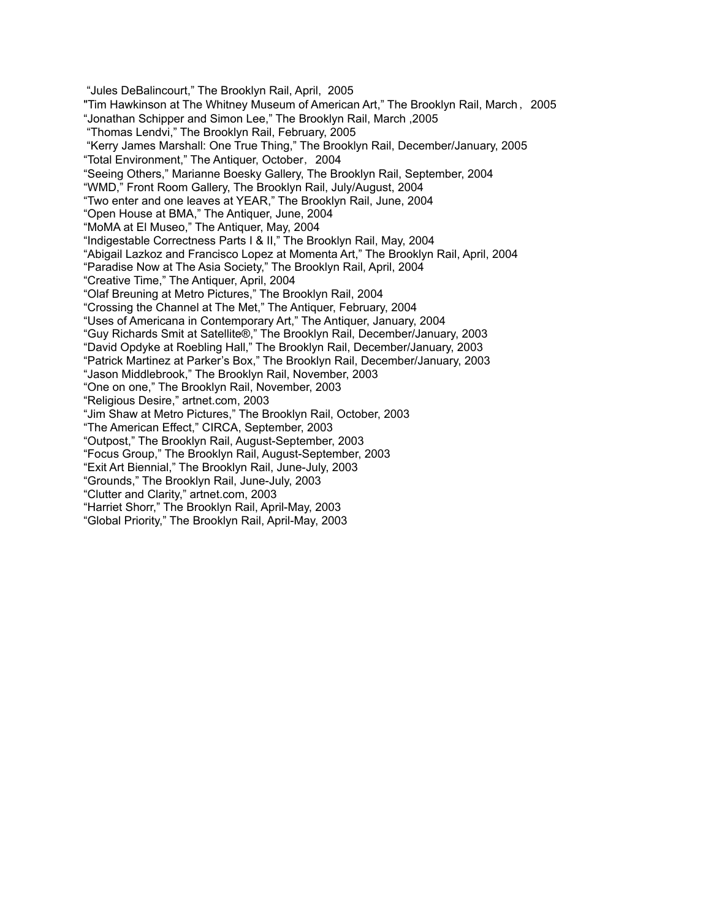"Jules DeBalincourt," The Brooklyn Rail, April, 2005
"Tim Hawkinson at The Whitney Museum of American Art," The Brooklyn Rail, March, 2005
"Jonathan Schipper and Simon Lee," The Brooklyn Rail, March ,2005
"Thomas Lendvi," The Brooklyn Rail, February, 2005
"Kerry James Marshall: One True Thing," The Brooklyn Rail, December/January, 2005
"Total Environment," The Antiquer, October, 2004
"Seeing Others," Marianne Boesky Gallery, The Brooklyn Rail, September, 2004
"WMD," Front Room Gallery, The Brooklyn Rail, July/August, 2004
"Two enter and one leaves at YEAR," The Brooklyn Rail, June, 2004
"Open House at BMA," The Antiquer, June, 2004
"MoMA at El Museo," The Antiquer, May, 2004
"Indigestable Correctness Parts I & II," The Brooklyn Rail, May, 2004
"Abigail Lazkoz and Francisco Lopez at Momenta Art," The Brooklyn Rail, April, 2004
"Paradise Now at The Asia Society," The Brooklyn Rail, April, 2004
"Creative Time," The Antiquer, April, 2004
"Olaf Breuning at Metro Pictures," The Brooklyn Rail, 2004
"Crossing the Channel at The Met," The Antiquer, February, 2004
"Uses of Americana in Contemporary Art," The Antiquer, January, 2004
"Guy Richards Smit at Satellite®," The Brooklyn Rail, December/January, 2003
"David Opdyke at Roebling Hall," The Brooklyn Rail, December/January, 2003
"Patrick Martinez at Parker's Box," The Brooklyn Rail, December/January, 2003
"Jason Middlebrook," The Brooklyn Rail, November, 2003
"One on one," The Brooklyn Rail, November, 2003
"Religious Desire," artnet.com, 2003
"Jim Shaw at Metro Pictures," The Brooklyn Rail, October, 2003
"The American Effect," CIRCA, September, 2003
"Outpost," The Brooklyn Rail, August-September, 2003
"Focus Group," The Brooklyn Rail, August-September, 2003
"Exit Art Biennial," The Brooklyn Rail, June-July, 2003
"Grounds," The Brooklyn Rail, June-July, 2003
"Clutter and Clarity," artnet.com, 2003
"Harriet Shorr," The Brooklyn Rail, April-May, 2003
"Global Priority," The Brooklyn Rail, April-May, 2003